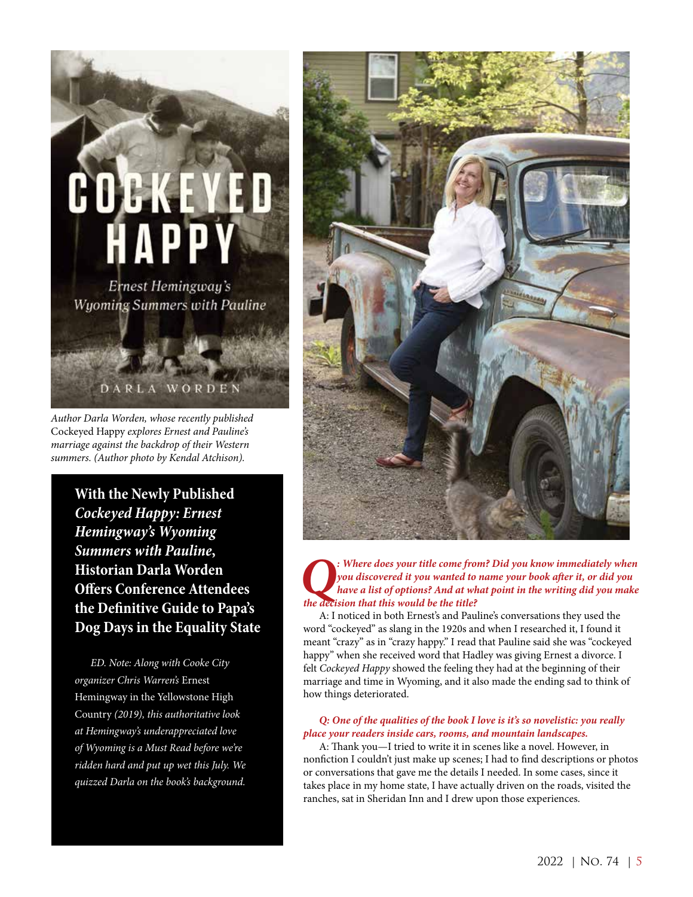Author Darla Worden, whose recently published *Cockeyed Happy* explores Ernest and Pauline's marriage against the backdrop of their Western summers. (Author photo by Kendal Atchison).

## With the Newly Published *Cockeyed Happy: Ernest Hemingway's Wyoming Summers with Pauline*, Historian Darla Worden Offers Conference Attendees the Definitive Guide to Papa's Dog Days in the Equality State

*ED. Note: Along with Cooke City organizer Chris Warren's* Ernest Hemingway in the Yellowstone High Country *(2019), this authoritative look at Hemingway's underappreciated love of Wyoming is a Must Read before we're ridden hard and put up wet this July. We quizzed Darla on the book's background.*

***Q: Where does your title come from? Did you know immediately when you discovered it you wanted to name your book after it, or did you have a list of options? And at what point in the writing did you make the decision that this would be the title?***

A: I noticed in both Ernest's and Pauline's conversations they used the word "cockeyed" as slang in the 1920s and when I researched it, I found it meant "crazy" as in "crazy happy." I read that Pauline said she was "cockeyed happy" when she received word that Hadley was giving Ernest a divorce. I felt *Cockeyed Happy* showed the feeling they had at the beginning of their marriage and time in Wyoming, and it also made the ending sad to think of how things deteriorated.

***Q: One of the qualities of the book I love is it's so novelistic: you really place your readers inside cars, rooms, and mountain landscapes.***

A: Thank you—I tried to write it in scenes like a novel. However, in nonfiction I couldn't just make up scenes; I had to find descriptions or photos or conversations that gave me the details I needed. In some cases, since it takes place in my home state, I have actually driven on the roads, visited the ranches, sat in Sheridan Inn and I drew upon those experiences.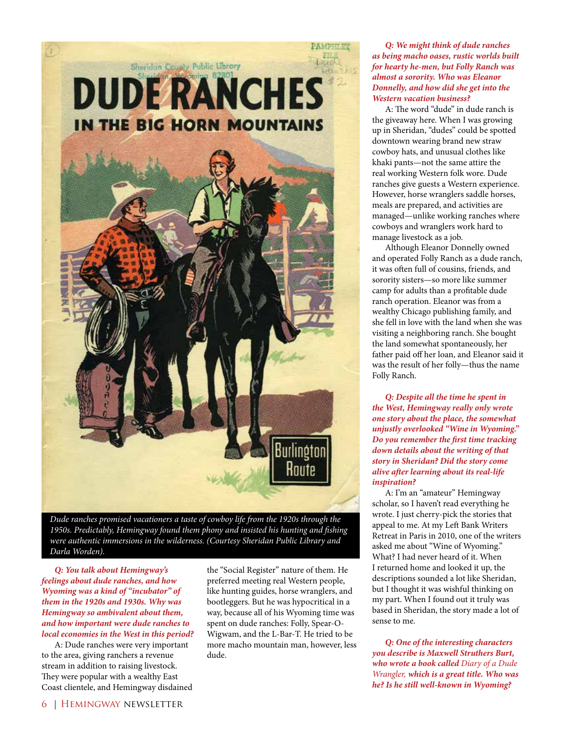*Dude ranches promised vacationers a taste of cowboy life from the 1920s through the 1950s. Predictably, Hemingway found them phony and insisted his hunting and fishing were authentic immersions in the wilderness. (Courtesy Sheridan Public Library and Darla Worden).*

***Q: You talk about Hemingway's feelings about dude ranches, and how Wyoming was a kind of "incubator" of them in the 1920s and 1930s. Why was Hemingway so ambivalent about them, and how important were dude ranches to local economies in the West in this period?***

A: Dude ranches were very important to the area, giving ranchers a revenue stream in addition to raising livestock. They were popular with a wealthy East Coast clientele, and Hemingway disdained the "Social Register" nature of them. He preferred meeting real Western people, like hunting guides, horse wranglers, and bootleggers. But he was hypocritical in a way, because all of his Wyoming time was spent on dude ranches: Folly, Spear-O-Wigwam, and the L-Bar-T. He tried to be more macho mountain man, however, less dude.

***Q: We might think of dude ranches as being macho oases, rustic worlds built for hearty he-men, but Folly Ranch was almost a sorority. Who was Eleanor Donnelly, and how did she get into the Western vacation business?***

A: The word "dude" in dude ranch is the giveaway here. When I was growing up in Sheridan, "dudes" could be spotted downtown wearing brand new straw cowboy hats, and unusual clothes like khaki pants—not the same attire the real working Western folk wore. Dude ranches give guests a Western experience. However, horse wranglers saddle horses, meals are prepared, and activities are managed—unlike working ranches where cowboys and wranglers work hard to manage livestock as a job.

Although Eleanor Donnelly owned and operated Folly Ranch as a dude ranch, it was often full of cousins, friends, and sorority sisters—so more like summer camp for adults than a profitable dude ranch operation. Eleanor was from a wealthy Chicago publishing family, and she fell in love with the land when she was visiting a neighboring ranch. She bought the land somewhat spontaneously, her father paid off her loan, and Eleanor said it was the result of her folly—thus the name Folly Ranch.

***Q: Despite all the time he spent in the West, Hemingway really only wrote one story about the place, the somewhat unjustly overlooked "Wine in Wyoming." Do you remember the first time tracking down details about the writing of that story in Sheridan? Did the story come alive after learning about its real-life inspiration?***

A: I'm an "amateur" Hemingway scholar, so I haven't read everything he wrote. I just cherry-pick the stories that appeal to me. At my Left Bank Writers Retreat in Paris in 2010, one of the writers asked me about "Wine of Wyoming." What? I had never heard of it. When I returned home and looked it up, the descriptions sounded a lot like Sheridan, but I thought it was wishful thinking on my part. When I found out it truly was based in Sheridan, the story made a lot of sense to me.

***Q: One of the interesting characters you describe is Maxwell Struthers Burt, who wrote a book called*** *Diary of a Dude Wrangler,* ***which is a great title. Who was he? Is he still well-known in Wyoming?***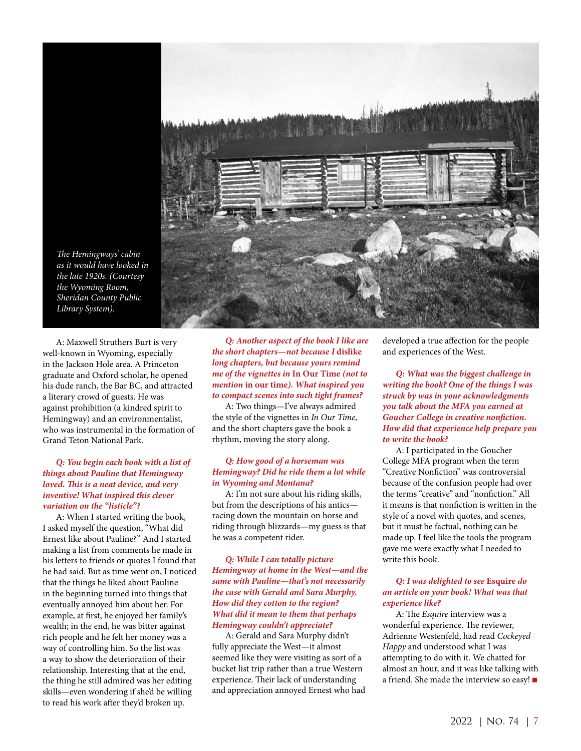*The Hemingways' cabin as it would have looked in the late 1920s. (Courtesy the Wyoming Room, Sheridan County Public Library System).*

A: Maxwell Struthers Burt is very well-known in Wyoming, especially in the Jackson Hole area. A Princeton graduate and Oxford scholar, he opened his dude ranch, the Bar BC, and attracted a literary crowd of guests. He was against prohibition (a kindred spirit to Hemingway) and an environmentalist, who was instrumental in the formation of Grand Teton National Park.

***Q: You begin each book with a list of things about Pauline that Hemingway loved. This is a neat device, and very inventive! What inspired this clever variation on the "listicle"?***

A: When I started writing the book, I asked myself the question, "What did Ernest like about Pauline?" And I started making a list from comments he made in his letters to friends or quotes I found that he had said. But as time went on, I noticed that the things he liked about Pauline in the beginning turned into things that eventually annoyed him about her. For example, at first, he enjoyed her family's wealth; in the end, he was bitter against rich people and he felt her money was a way of controlling him. So the list was a way to show the deterioration of their relationship. Interesting that at the end, the thing he still admired was her editing skills—even wondering if she'd be willing to read his work after they'd broken up.

***Q: Another aspect of the book I like are the short chapters—not because I* dislike *long chapters, but because yours remind me of the vignettes in* In Our Time *(not to mention* in our time*). What inspired you to compact scenes into such tight frames?***

A: Two things—I've always admired the style of the vignettes in *In Our Time,* and the short chapters gave the book a rhythm, moving the story along.

***Q: How good of a horseman was Hemingway? Did he ride them a lot while in Wyoming and Montana?***

A: I'm not sure about his riding skills, but from the descriptions of his antics—racing down the mountain on horse and riding through blizzards—my guess is that he was a competent rider.

***Q: While I can totally picture Hemingway at home in the West—and the same with Pauline—that's not necessarily the case with Gerald and Sara Murphy. How did they cotton to the region? What did it mean to them that perhaps Hemingway couldn't appreciate?***

A: Gerald and Sara Murphy didn't fully appreciate the West—it almost seemed like they were visiting as sort of a bucket list trip rather than a true Western experience. Their lack of understanding and appreciation annoyed Ernest who had developed a true affection for the people and experiences of the West.

***Q: What was the biggest challenge in writing the book? One of the things I was struck by was in your acknowledgments you talk about the MFA you earned at Goucher College in creative nonfiction. How did that experience help prepare you to write the book?***

A: I participated in the Goucher College MFA program when the term "Creative Nonfiction" was controversial because of the confusion people had over the terms "creative" and "nonfiction." All it means is that nonfiction is written in the style of a novel with quotes, and scenes, but it must be factual, nothing can be made up. I feel like the tools the program gave me were exactly what I needed to write this book.

***Q: I was delighted to see* Esquire *do an article on your book! What was that experience like?***

A: The *Esquire* interview was a wonderful experience. The reviewer, Adrienne Westenfeld, had read *Cockeyed Happy* and understood what I was attempting to do with it. We chatted for almost an hour, and it was like talking with a friend. She made the interview so easy! ■